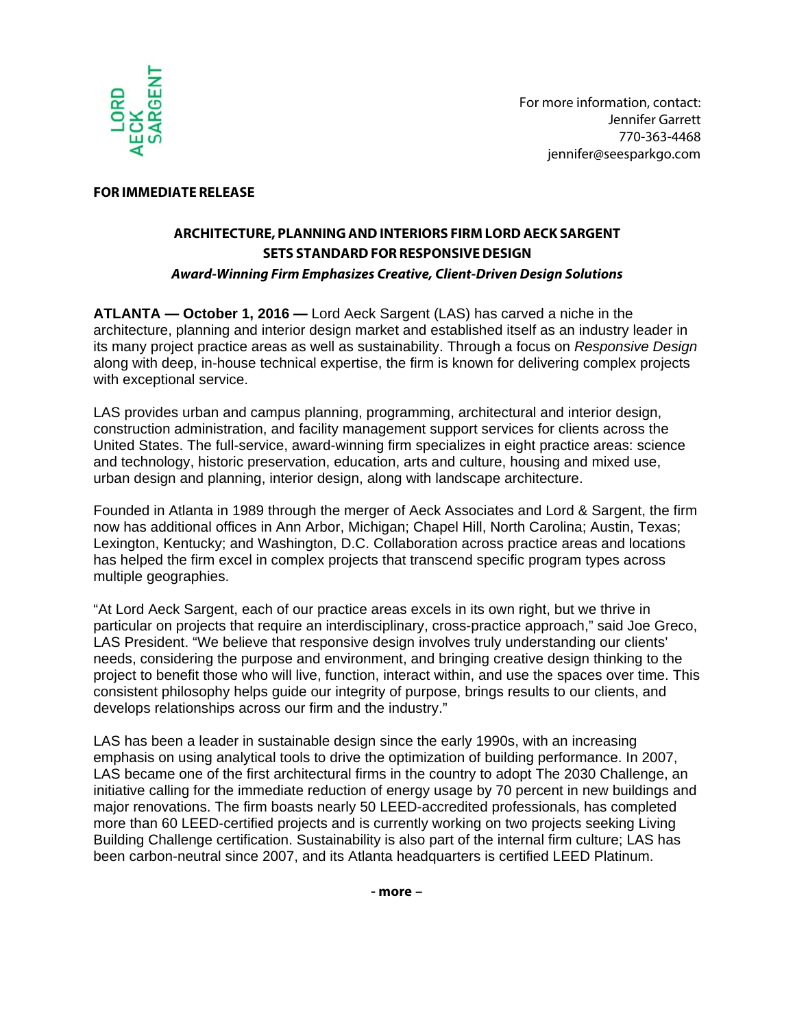LORD AECK SARGENT

For more information, contact:
Jennifer Garrett
770-363-4468
jennifer@seesparkgo.com

**FOR IMMEDIATE RELEASE**

# ARCHITECTURE, PLANNING AND INTERIORS FIRM LORD AECK SARGENT SETS STANDARD FOR RESPONSIVE DESIGN

***Award-Winning Firm Emphasizes Creative, Client-Driven Design Solutions***

**ATLANTA — October 1, 2016 —** Lord Aeck Sargent (LAS) has carved a niche in the architecture, planning and interior design market and established itself as an industry leader in its many project practice areas as well as sustainability. Through a focus on *Responsive Design* along with deep, in-house technical expertise, the firm is known for delivering complex projects with exceptional service.

LAS provides urban and campus planning, programming, architectural and interior design, construction administration, and facility management support services for clients across the United States. The full-service, award-winning firm specializes in eight practice areas: science and technology, historic preservation, education, arts and culture, housing and mixed use, urban design and planning, interior design, along with landscape architecture.

Founded in Atlanta in 1989 through the merger of Aeck Associates and Lord & Sargent, the firm now has additional offices in Ann Arbor, Michigan; Chapel Hill, North Carolina; Austin, Texas; Lexington, Kentucky; and Washington, D.C. Collaboration across practice areas and locations has helped the firm excel in complex projects that transcend specific program types across multiple geographies.

“At Lord Aeck Sargent, each of our practice areas excels in its own right, but we thrive in particular on projects that require an interdisciplinary, cross-practice approach,” said Joe Greco, LAS President. “We believe that responsive design involves truly understanding our clients' needs, considering the purpose and environment, and bringing creative design thinking to the project to benefit those who will live, function, interact within, and use the spaces over time. This consistent philosophy helps guide our integrity of purpose, brings results to our clients, and develops relationships across our firm and the industry.”

LAS has been a leader in sustainable design since the early 1990s, with an increasing emphasis on using analytical tools to drive the optimization of building performance. In 2007, LAS became one of the first architectural firms in the country to adopt The 2030 Challenge, an initiative calling for the immediate reduction of energy usage by 70 percent in new buildings and major renovations. The firm boasts nearly 50 LEED-accredited professionals, has completed more than 60 LEED-certified projects and is currently working on two projects seeking Living Building Challenge certification. Sustainability is also part of the internal firm culture; LAS has been carbon-neutral since 2007, and its Atlanta headquarters is certified LEED Platinum.

**- more –**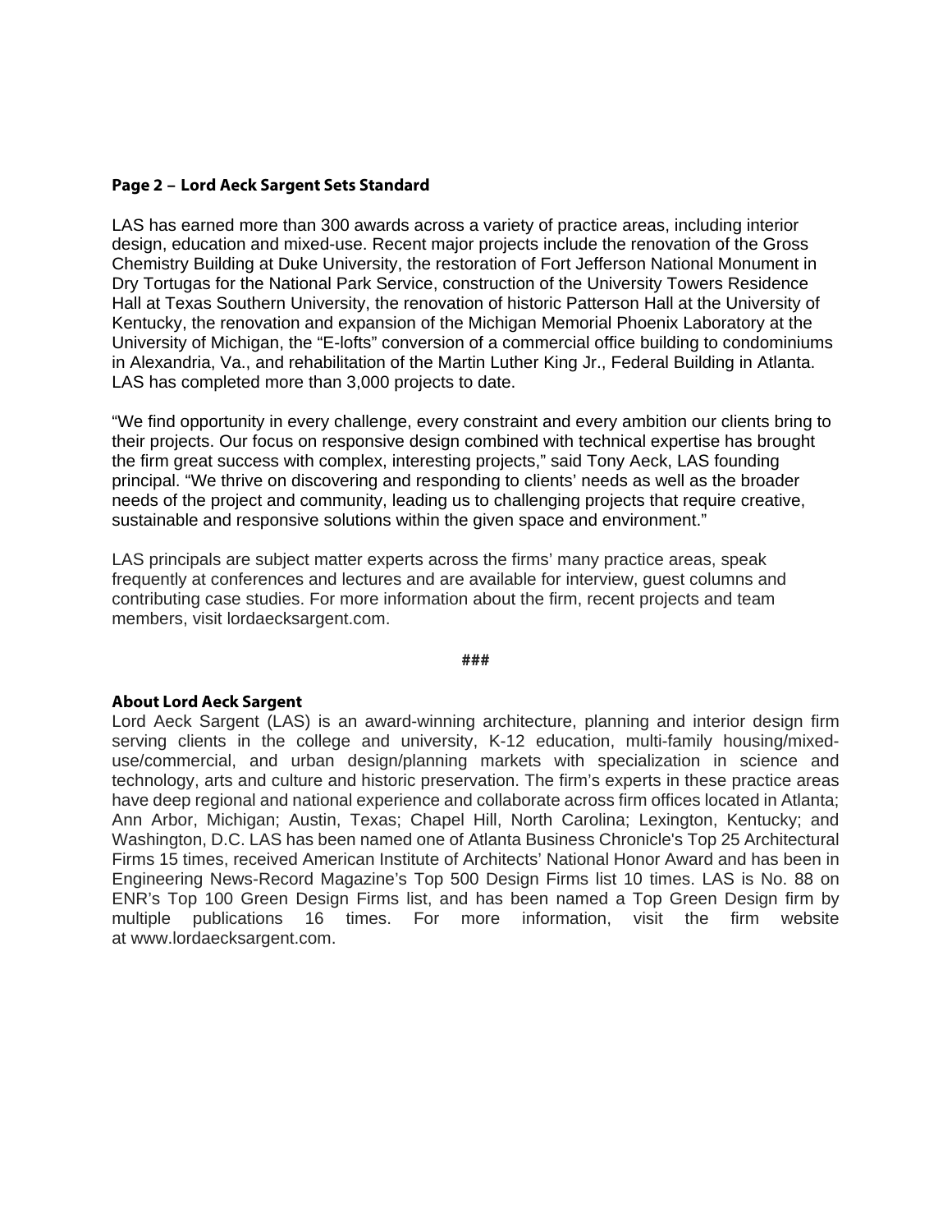LAS has earned more than 300 awards across a variety of practice areas, including interior design, education and mixed-use. Recent major projects include the renovation of the Gross Chemistry Building at Duke University, the restoration of Fort Jefferson National Monument in Dry Tortugas for the National Park Service, construction of the University Towers Residence Hall at Texas Southern University, the renovation of historic Patterson Hall at the University of Kentucky, the renovation and expansion of the Michigan Memorial Phoenix Laboratory at the University of Michigan, the "E-lofts" conversion of a commercial office building to condominiums in Alexandria, Va., and rehabilitation of the Martin Luther King Jr., Federal Building in Atlanta. LAS has completed more than 3,000 projects to date.

"We find opportunity in every challenge, every constraint and every ambition our clients bring to their projects. Our focus on responsive design combined with technical expertise has brought the firm great success with complex, interesting projects," said Tony Aeck, LAS founding principal. "We thrive on discovering and responding to clients' needs as well as the broader needs of the project and community, leading us to challenging projects that require creative, sustainable and responsive solutions within the given space and environment."

LAS principals are subject matter experts across the firms' many practice areas, speak frequently at conferences and lectures and are available for interview, guest columns and contributing case studies. For more information about the firm, recent projects and team members, visit lordaecksargent.com.

###

**About Lord Aeck Sargent**

Lord Aeck Sargent (LAS) is an award-winning architecture, planning and interior design firm serving clients in the college and university, K-12 education, multi-family housing/mixed-use/commercial, and urban design/planning markets with specialization in science and technology, arts and culture and historic preservation. The firm's experts in these practice areas have deep regional and national experience and collaborate across firm offices located in Atlanta; Ann Arbor, Michigan; Austin, Texas; Chapel Hill, North Carolina; Lexington, Kentucky; and Washington, D.C. LAS has been named one of Atlanta Business Chronicle's Top 25 Architectural Firms 15 times, received American Institute of Architects' National Honor Award and has been in Engineering News-Record Magazine's Top 500 Design Firms list 10 times. LAS is No. 88 on ENR's Top 100 Green Design Firms list, and has been named a Top Green Design firm by multiple publications 16 times. For more information, visit the firm website at www.lordaecksargent.com.